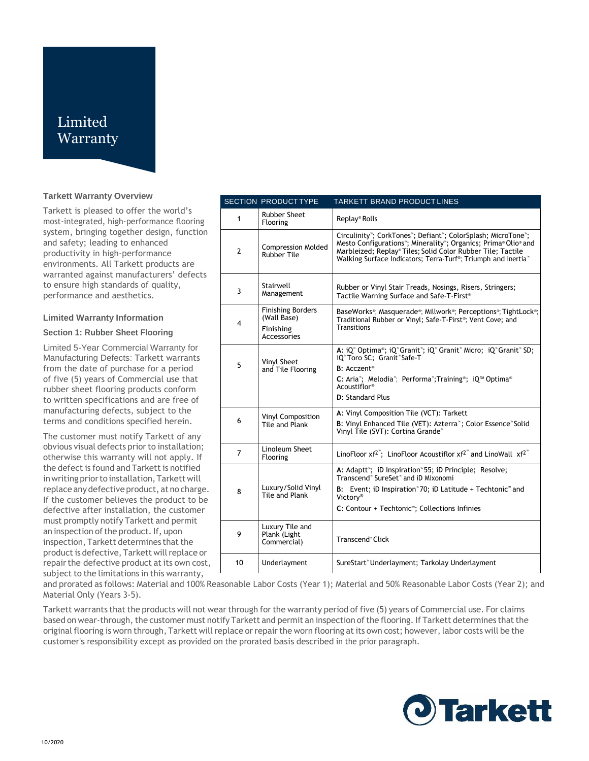# Limited Warranty

### Tarkett Warranty Overview

Tarkett is pleased to offer the world's most-integrated, high-performance flooring system, bringing together design, function and safety; leading to enhanced productivity in high-performance environments. All Tarkett products are warranted against manufacturers' defects to ensure high standards of quality, performance and aesthetics.

| SECTION | PRODUCT TYPE | TARKETT BRAND PRODUCT LINES |
|---|---|---|
| 1 | Rubber Sheet Flooring | Replay® Rolls |
| 2 | Compression Molded Rubber Tile | Circulinity™; CorkTones™; Defiant™; ColorSplash; MicroTone™; Mesto Configurations™; Minerality™; Organics; Prima® Olio® and Marbleized; Replay® Tiles; Solid Color Rubber Tile; Tactile Walking Surface Indicators; Terra-Turf®; Triumph and Inertia™ |
| 3 | Stairwell Management | Rubber or Vinyl Stair Treads, Nosings, Risers, Stringers; Tactile Warning Surface and Safe-T-First® |
| 4 | Finishing Borders (Wall Base) Finishing Accessories | BaseWorks®; Masquerade®; Millwork®; Perceptions®; TightLock®; Traditional Rubber or Vinyl; Safe-T-First®; Vent Cove; and Transitions |
| 5 | Vinyl Sheet and Tile Flooring | **A:** iQ™ Optima®; iQ™ Granit™; iQ™ Granit™ Micro; iQ™ Granit™ SD; iQ™ Toro SC; Granit™ Safe-T<br>**B:** Acczent®<br>**C:** Aria™; Melodia™; Performa™; Training®; iQ™ Optima® Acoustiflor®<br>**D:** Standard Plus |
| 6 | Vinyl Composition Tile and Plank | **A:** Vinyl Composition Tile (VCT): Tarkett<br>**B:** Vinyl Enhanced Tile (VET): Azterra™; Color Essence™ Solid Vinyl Tile (SVT): Cortina Grande™ |
| 7 | Linoleum Sheet Flooring | LinoFloor xf2™; LinoFloor Acoustiflor xf2™ and LinoWall xf2™ |
| 8 | Luxury/Solid Vinyl Tile and Plank | **A:** Adaptt™; iD Inspiration™ 55; iD Principle; Resolve; Transcend™ SureSet™ and iD Mixonomi<br>**B:** Event; iD Inspiration™ 70; iD Latitude + Techtonic™ and Victory®<br>**C:** Contour + Techtonic™; Collections Infinies |
| 9 | Luxury Tile and Plank (Light Commercial) | Transcend™ Click |
| 10 | Underlayment | SureStart™ Underlayment; Tarkolay Underlayment |

### Limited Warranty Information

#### Section 1: Rubber Sheet Flooring

Limited 5-Year Commercial Warranty for Manufacturing Defects: Tarkett warrants from the date of purchase for a period of five (5) years of Commercial use that rubber sheet flooring products conform to written specifications and are free of manufacturing defects, subject to the terms and conditions specified herein.

The customer must notify Tarkett of any obvious visual defects prior to installation; otherwise this warranty will not apply. If the defect is found and Tarkett is notified in writing prior to installation, Tarkett will replace any defective product, at no charge. If the customer believes the product to be defective after installation, the customer must promptly notify Tarkett and permit an inspection of the product. If, upon inspection, Tarkett determines that the product is defective, Tarkett will replace or repair the defective product at its own cost, subject to the limitations in this warranty, and prorated as follows: Material and 100% Reasonable Labor Costs (Year 1); Material and 50% Reasonable Labor Costs (Year 2); and Material Only (Years 3-5).

Tarkett warrants that the products will not wear through for the warranty period of five (5) years of Commercial use. For claims based on wear-through, the customer must notify Tarkett and permit an inspection of the flooring. If Tarkett determines that the original flooring is worn through, Tarkett will replace or repair the worn flooring at its own cost; however, labor costs will be the customer's responsibility except as provided on the prorated basis described in the prior paragraph.

10/2020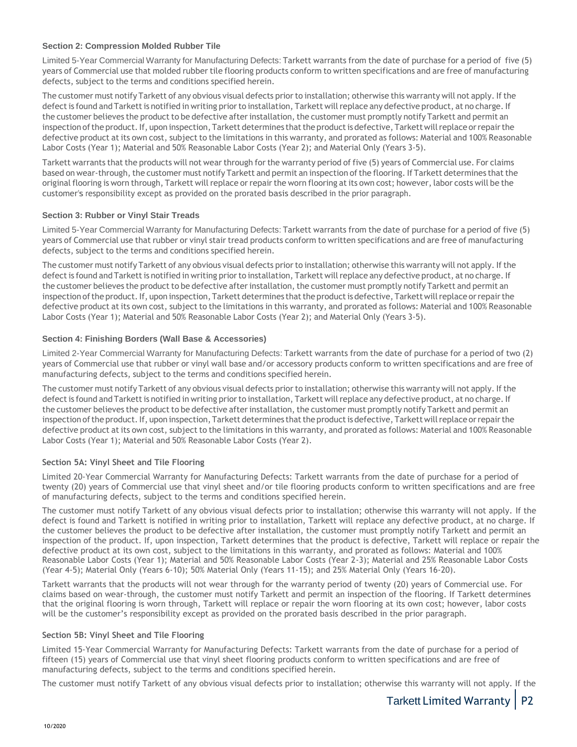### Section 2: Compression Molded Rubber Tile

Limited 5-Year Commercial Warranty for Manufacturing Defects: Tarkett warrants from the date of purchase for a period of five (5) years of Commercial use that molded rubber tile flooring products conform to written specifications and are free of manufacturing defects, subject to the terms and conditions specified herein.

The customer must notify Tarkett of any obvious visual defects prior to installation; otherwise this warranty will not apply. If the defect is found and Tarkett is notified in writing prior to installation, Tarkett will replace any defective product, at no charge. If the customer believes the product to be defective after installation, the customer must promptly notify Tarkett and permit an inspection of the product. If, upon inspection, Tarkett determines that the product is defective, Tarkett will replace or repair the defective product at its own cost, subject to the limitations in this warranty, and prorated as follows: Material and 100% Reasonable Labor Costs (Year 1); Material and 50% Reasonable Labor Costs (Year 2); and Material Only (Years 3-5).

Tarkett warrants that the products will not wear through for the warranty period of five (5) years of Commercial use. For claims based on wear-through, the customer must notify Tarkett and permit an inspection of the flooring. If Tarkett determines that the original flooring is worn through, Tarkett will replace or repair the worn flooring at its own cost; however, labor costs will be the customer's responsibility except as provided on the prorated basis described in the prior paragraph.

### Section 3: Rubber or Vinyl Stair Treads

Limited 5-Year Commercial Warranty for Manufacturing Defects: Tarkett warrants from the date of purchase for a period of five (5) years of Commercial use that rubber or vinyl stair tread products conform to written specifications and are free of manufacturing defects, subject to the terms and conditions specified herein.

The customer must notify Tarkett of any obvious visual defects prior to installation; otherwise this warranty will not apply. If the defect is found and Tarkett is notified in writing prior to installation, Tarkett will replace any defective product, at no charge. If the customer believes the product to be defective after installation, the customer must promptly notify Tarkett and permit an inspection of the product. If, upon inspection, Tarkett determines that the product is defective, Tarkett will replace or repair the defective product at its own cost, subject to the limitations in this warranty, and prorated as follows: Material and 100% Reasonable Labor Costs (Year 1); Material and 50% Reasonable Labor Costs (Year 2); and Material Only (Years 3-5).

### Section 4: Finishing Borders (Wall Base & Accessories)

Limited 2-Year Commercial Warranty for Manufacturing Defects: Tarkett warrants from the date of purchase for a period of two (2) years of Commercial use that rubber or vinyl wall base and/or accessory products conform to written specifications and are free of manufacturing defects, subject to the terms and conditions specified herein.

The customer must notify Tarkett of any obvious visual defects prior to installation; otherwise this warranty will not apply. If the defect is found and Tarkett is notified in writing prior to installation, Tarkett will replace any defective product, at no charge. If the customer believes the product to be defective after installation, the customer must promptly notify Tarkett and permit an inspection of the product. If, upon inspection, Tarkett determines that the product is defective, Tarkett will replace or repair the defective product at its own cost, subject to the limitations in this warranty, and prorated as follows: Material and 100% Reasonable Labor Costs (Year 1); Material and 50% Reasonable Labor Costs (Year 2).

### Section 5A: Vinyl Sheet and Tile Flooring

Limited 20-Year Commercial Warranty for Manufacturing Defects: Tarkett warrants from the date of purchase for a period of twenty (20) years of Commercial use that vinyl sheet and/or tile flooring products conform to written specifications and are free of manufacturing defects, subject to the terms and conditions specified herein.

The customer must notify Tarkett of any obvious visual defects prior to installation; otherwise this warranty will not apply. If the defect is found and Tarkett is notified in writing prior to installation, Tarkett will replace any defective product, at no charge. If the customer believes the product to be defective after installation, the customer must promptly notify Tarkett and permit an inspection of the product. If, upon inspection, Tarkett determines that the product is defective, Tarkett will replace or repair the defective product at its own cost, subject to the limitations in this warranty, and prorated as follows: Material and 100% Reasonable Labor Costs (Year 1); Material and 50% Reasonable Labor Costs (Year 2-3); Material and 25% Reasonable Labor Costs (Year 4-5); Material Only (Years 6-10); 50% Material Only (Years 11-15); and 25% Material Only (Years 16-20).

Tarkett warrants that the products will not wear through for the warranty period of twenty (20) years of Commercial use. For claims based on wear-through, the customer must notify Tarkett and permit an inspection of the flooring. If Tarkett determines that the original flooring is worn through, Tarkett will replace or repair the worn flooring at its own cost; however, labor costs will be the customer's responsibility except as provided on the prorated basis described in the prior paragraph.

### Section 5B: Vinyl Sheet and Tile Flooring

Limited 15-Year Commercial Warranty for Manufacturing Defects: Tarkett warrants from the date of purchase for a period of fifteen (15) years of Commercial use that vinyl sheet flooring products conform to written specifications and are free of manufacturing defects, subject to the terms and conditions specified herein.

The customer must notify Tarkett of any obvious visual defects prior to installation; otherwise this warranty will not apply. If the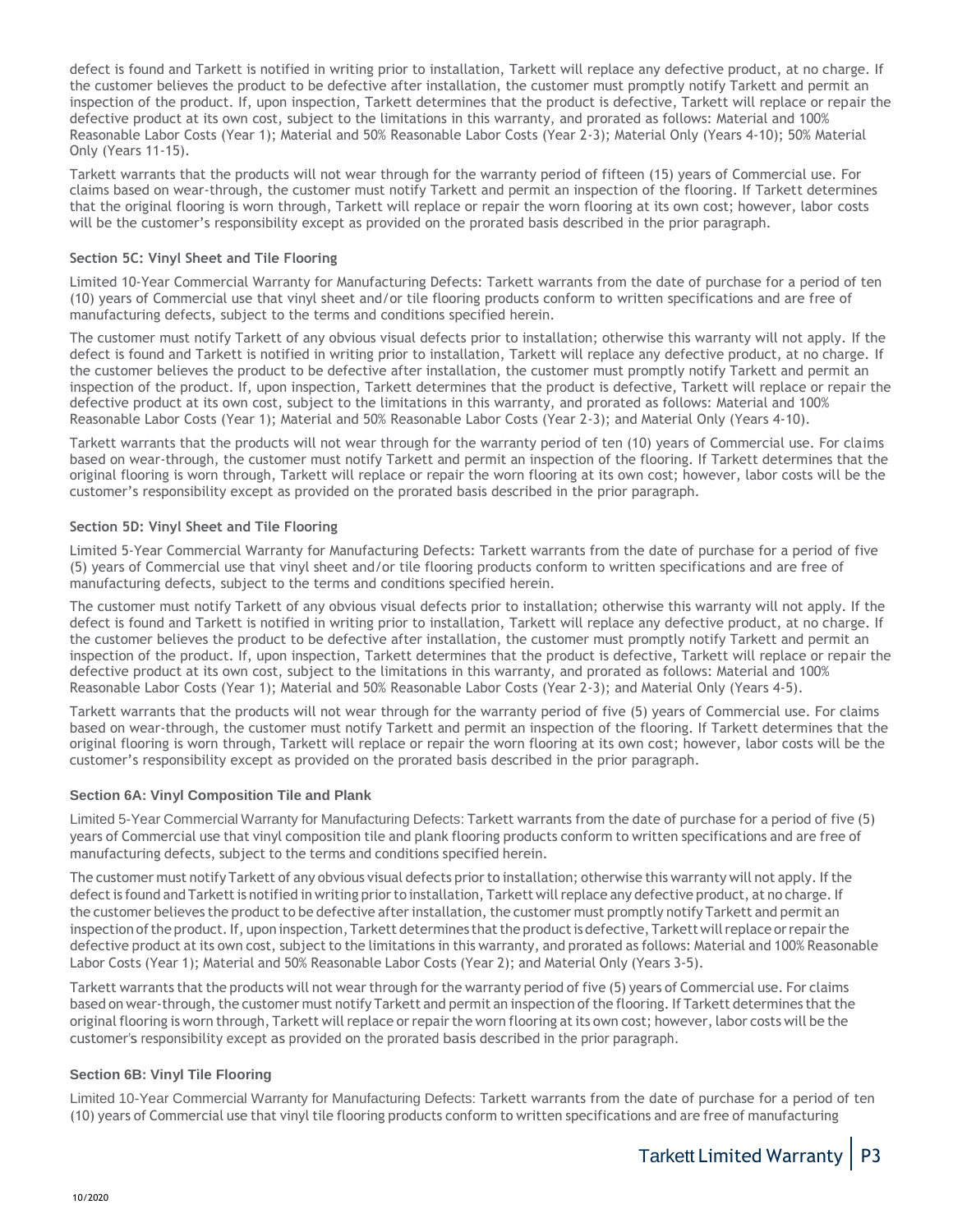defect is found and Tarkett is notified in writing prior to installation, Tarkett will replace any defective product, at no charge. If the customer believes the product to be defective after installation, the customer must promptly notify Tarkett and permit an inspection of the product. If, upon inspection, Tarkett determines that the product is defective, Tarkett will replace or repair the defective product at its own cost, subject to the limitations in this warranty, and prorated as follows: Material and 100% Reasonable Labor Costs (Year 1); Material and 50% Reasonable Labor Costs (Year 2-3); Material Only (Years 4-10); 50% Material Only (Years 11-15).

Tarkett warrants that the products will not wear through for the warranty period of fifteen (15) years of Commercial use. For claims based on wear-through, the customer must notify Tarkett and permit an inspection of the flooring. If Tarkett determines that the original flooring is worn through, Tarkett will replace or repair the worn flooring at its own cost; however, labor costs will be the customer's responsibility except as provided on the prorated basis described in the prior paragraph.

### Section 5C: Vinyl Sheet and Tile Flooring

Limited 10-Year Commercial Warranty for Manufacturing Defects: Tarkett warrants from the date of purchase for a period of ten (10) years of Commercial use that vinyl sheet and/or tile flooring products conform to written specifications and are free of manufacturing defects, subject to the terms and conditions specified herein.

The customer must notify Tarkett of any obvious visual defects prior to installation; otherwise this warranty will not apply. If the defect is found and Tarkett is notified in writing prior to installation, Tarkett will replace any defective product, at no charge. If the customer believes the product to be defective after installation, the customer must promptly notify Tarkett and permit an inspection of the product. If, upon inspection, Tarkett determines that the product is defective, Tarkett will replace or repair the defective product at its own cost, subject to the limitations in this warranty, and prorated as follows: Material and 100% Reasonable Labor Costs (Year 1); Material and 50% Reasonable Labor Costs (Year 2-3); and Material Only (Years 4-10).

Tarkett warrants that the products will not wear through for the warranty period of ten (10) years of Commercial use. For claims based on wear-through, the customer must notify Tarkett and permit an inspection of the flooring. If Tarkett determines that the original flooring is worn through, Tarkett will replace or repair the worn flooring at its own cost; however, labor costs will be the customer's responsibility except as provided on the prorated basis described in the prior paragraph.

### Section 5D: Vinyl Sheet and Tile Flooring

Limited 5-Year Commercial Warranty for Manufacturing Defects: Tarkett warrants from the date of purchase for a period of five (5) years of Commercial use that vinyl sheet and/or tile flooring products conform to written specifications and are free of manufacturing defects, subject to the terms and conditions specified herein.

The customer must notify Tarkett of any obvious visual defects prior to installation; otherwise this warranty will not apply. If the defect is found and Tarkett is notified in writing prior to installation, Tarkett will replace any defective product, at no charge. If the customer believes the product to be defective after installation, the customer must promptly notify Tarkett and permit an inspection of the product. If, upon inspection, Tarkett determines that the product is defective, Tarkett will replace or repair the defective product at its own cost, subject to the limitations in this warranty, and prorated as follows: Material and 100% Reasonable Labor Costs (Year 1); Material and 50% Reasonable Labor Costs (Year 2-3); and Material Only (Years 4-5).

Tarkett warrants that the products will not wear through for the warranty period of five (5) years of Commercial use. For claims based on wear-through, the customer must notify Tarkett and permit an inspection of the flooring. If Tarkett determines that the original flooring is worn through, Tarkett will replace or repair the worn flooring at its own cost; however, labor costs will be the customer's responsibility except as provided on the prorated basis described in the prior paragraph.

### Section 6A: Vinyl Composition Tile and Plank

Limited 5-Year Commercial Warranty for Manufacturing Defects: Tarkett warrants from the date of purchase for a period of five (5) years of Commercial use that vinyl composition tile and plank flooring products conform to written specifications and are free of manufacturing defects, subject to the terms and conditions specified herein.

The customer must notify Tarkett of any obvious visual defects prior to installation; otherwise this warranty will not apply. If the defect is found and Tarkett is notified in writing prior to installation, Tarkett will replace any defective product, at no charge. If the customer believes the product to be defective after installation, the customer must promptly notify Tarkett and permit an inspection of the product. If, upon inspection, Tarkett determines that the product is defective, Tarkett will replace or repair the defective product at its own cost, subject to the limitations in this warranty, and prorated as follows: Material and 100% Reasonable Labor Costs (Year 1); Material and 50% Reasonable Labor Costs (Year 2); and Material Only (Years 3-5).

Tarkett warrants that the products will not wear through for the warranty period of five (5) years of Commercial use. For claims based on wear-through, the customer must notify Tarkett and permit an inspection of the flooring. If Tarkett determines that the original flooring is worn through, Tarkett will replace or repair the worn flooring at its own cost; however, labor costs will be the customer's responsibility except as provided on the prorated basis described in the prior paragraph.

### Section 6B: Vinyl Tile Flooring

Limited 10-Year Commercial Warranty for Manufacturing Defects: Tarkett warrants from the date of purchase for a period of ten (10) years of Commercial use that vinyl tile flooring products conform to written specifications and are free of manufacturing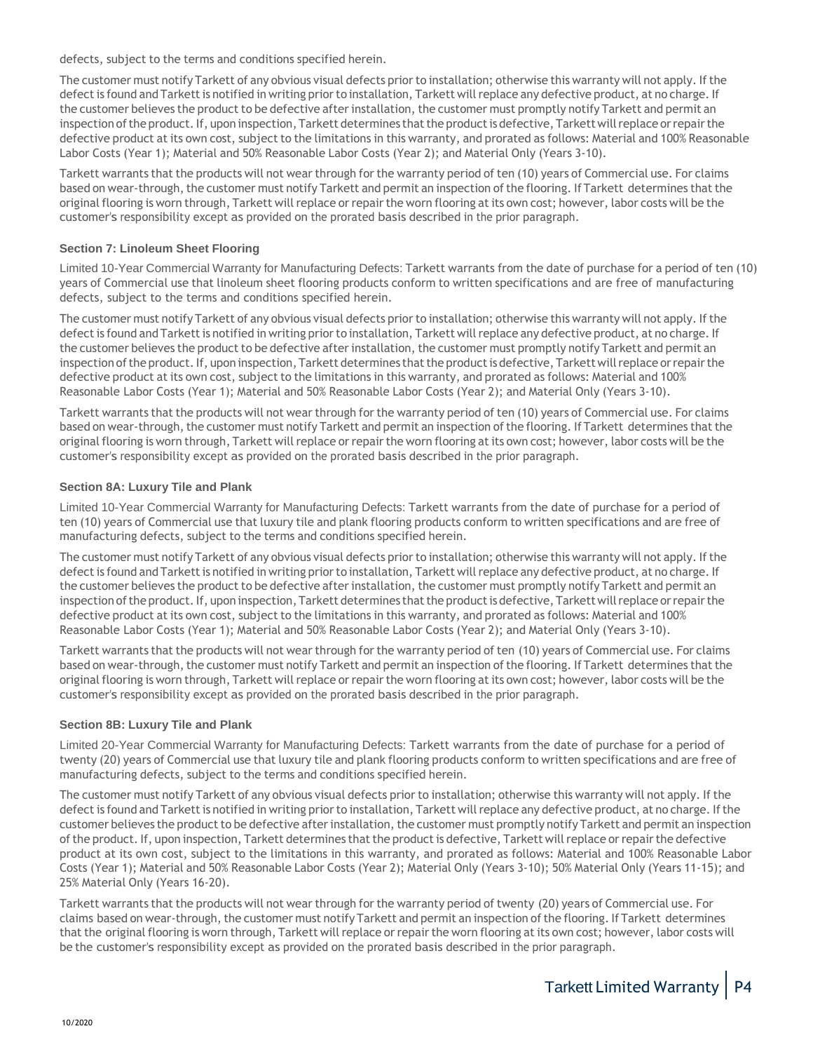defects, subject to the terms and conditions specified herein.

The customer must notify Tarkett of any obvious visual defects prior to installation; otherwise this warranty will not apply. If the defect is found and Tarkett is notified in writing prior to installation, Tarkett will replace any defective product, at no charge. If the customer believes the product to be defective after installation, the customer must promptly notify Tarkett and permit an inspection of the product. If, upon inspection, Tarkett determines that the product is defective, Tarkett will replace or repair the defective product at its own cost, subject to the limitations in this warranty, and prorated as follows: Material and 100% Reasonable Labor Costs (Year 1); Material and 50% Reasonable Labor Costs (Year 2); and Material Only (Years 3-10).

Tarkett warrants that the products will not wear through for the warranty period of ten (10) years of Commercial use. For claims based on wear-through, the customer must notify Tarkett and permit an inspection of the flooring. If Tarkett determines that the original flooring is worn through, Tarkett will replace or repair the worn flooring at its own cost; however, labor costs will be the customer's responsibility except as provided on the prorated basis described in the prior paragraph.

#### Section 7: Linoleum Sheet Flooring

Limited 10-Year Commercial Warranty for Manufacturing Defects: Tarkett warrants from the date of purchase for a period of ten (10) years of Commercial use that linoleum sheet flooring products conform to written specifications and are free of manufacturing defects, subject to the terms and conditions specified herein.

The customer must notify Tarkett of any obvious visual defects prior to installation; otherwise this warranty will not apply. If the defect is found and Tarkett is notified in writing prior to installation, Tarkett will replace any defective product, at no charge. If the customer believes the product to be defective after installation, the customer must promptly notify Tarkett and permit an inspection of the product. If, upon inspection, Tarkett determines that the product is defective, Tarkett will replace or repair the defective product at its own cost, subject to the limitations in this warranty, and prorated as follows: Material and 100% Reasonable Labor Costs (Year 1); Material and 50% Reasonable Labor Costs (Year 2); and Material Only (Years 3-10).

Tarkett warrants that the products will not wear through for the warranty period of ten (10) years of Commercial use. For claims based on wear-through, the customer must notify Tarkett and permit an inspection of the flooring. If Tarkett determines that the original flooring is worn through, Tarkett will replace or repair the worn flooring at its own cost; however, labor costs will be the customer's responsibility except as provided on the prorated basis described in the prior paragraph.

#### Section 8A: Luxury Tile and Plank

Limited 10-Year Commercial Warranty for Manufacturing Defects: Tarkett warrants from the date of purchase for a period of ten (10) years of Commercial use that luxury tile and plank flooring products conform to written specifications and are free of manufacturing defects, subject to the terms and conditions specified herein.

The customer must notify Tarkett of any obvious visual defects prior to installation; otherwise this warranty will not apply. If the defect is found and Tarkett is notified in writing prior to installation, Tarkett will replace any defective product, at no charge. If the customer believes the product to be defective after installation, the customer must promptly notify Tarkett and permit an inspection of the product. If, upon inspection, Tarkett determines that the product is defective, Tarkett will replace or repair the defective product at its own cost, subject to the limitations in this warranty, and prorated as follows: Material and 100% Reasonable Labor Costs (Year 1); Material and 50% Reasonable Labor Costs (Year 2); and Material Only (Years 3-10).

Tarkett warrants that the products will not wear through for the warranty period of ten (10) years of Commercial use. For claims based on wear-through, the customer must notify Tarkett and permit an inspection of the flooring. If Tarkett determines that the original flooring is worn through, Tarkett will replace or repair the worn flooring at its own cost; however, labor costs will be the customer's responsibility except as provided on the prorated basis described in the prior paragraph.

#### Section 8B: Luxury Tile and Plank

Limited 20-Year Commercial Warranty for Manufacturing Defects: Tarkett warrants from the date of purchase for a period of twenty (20) years of Commercial use that luxury tile and plank flooring products conform to written specifications and are free of manufacturing defects, subject to the terms and conditions specified herein.

The customer must notify Tarkett of any obvious visual defects prior to installation; otherwise this warranty will not apply. If the defect is found and Tarkett is notified in writing prior to installation, Tarkett will replace any defective product, at no charge. If the customer believes the product to be defective after installation, the customer must promptly notify Tarkett and permit an inspection of the product. If, upon inspection, Tarkett determines that the product is defective, Tarkett will replace or repair the defective product at its own cost, subject to the limitations in this warranty, and prorated as follows: Material and 100% Reasonable Labor Costs (Year 1); Material and 50% Reasonable Labor Costs (Year 2); Material Only (Years 3-10); 50% Material Only (Years 11-15); and 25% Material Only (Years 16-20).

Tarkett warrants that the products will not wear through for the warranty period of twenty (20) years of Commercial use. For claims based on wear-through, the customer must notify Tarkett and permit an inspection of the flooring. If Tarkett determines that the original flooring is worn through, Tarkett will replace or repair the worn flooring at its own cost; however, labor costs will be the customer's responsibility except as provided on the prorated basis described in the prior paragraph.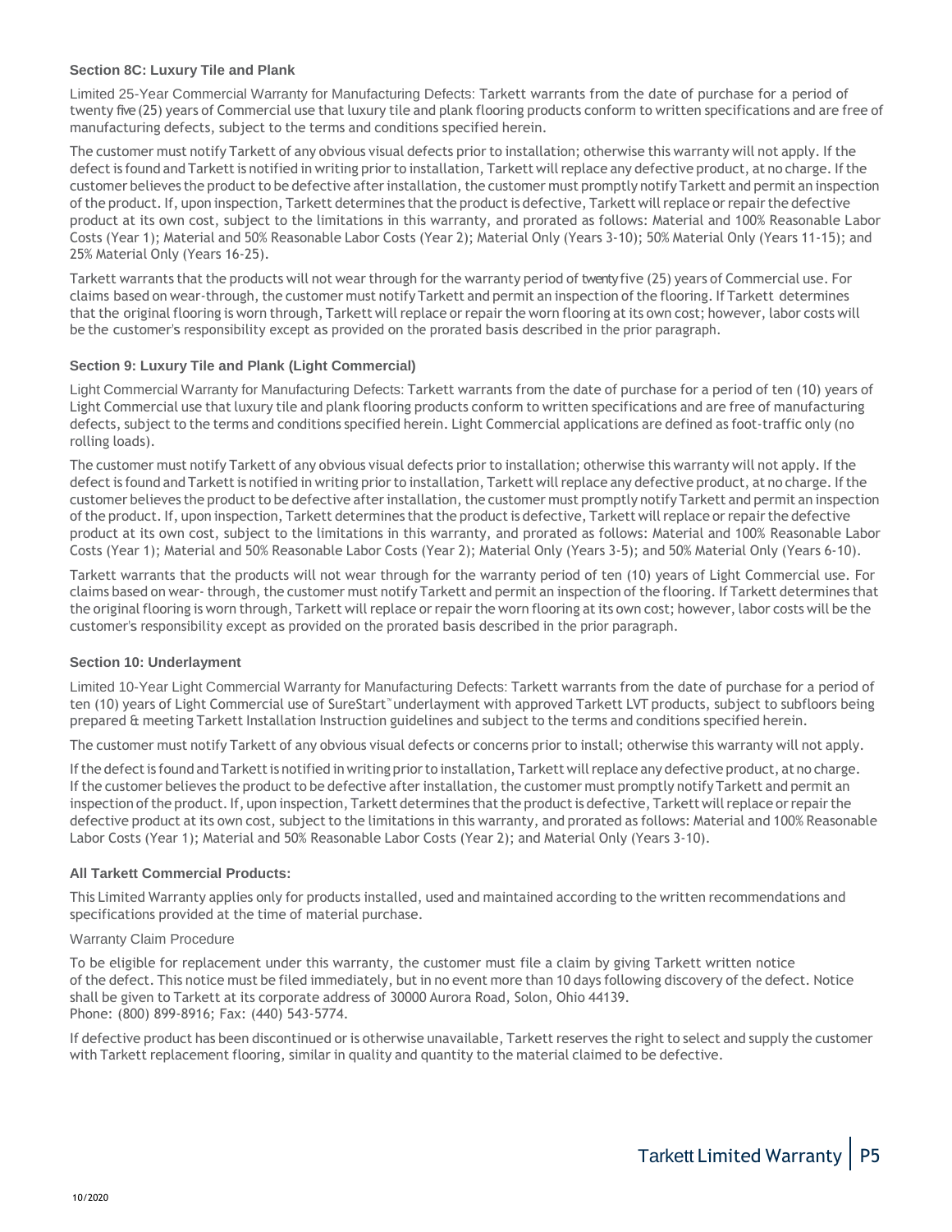### Section 8C: Luxury Tile and Plank

Limited 25-Year Commercial Warranty for Manufacturing Defects: Tarkett warrants from the date of purchase for a period of twenty five (25) years of Commercial use that luxury tile and plank flooring products conform to written specifications and are free of manufacturing defects, subject to the terms and conditions specified herein.

The customer must notify Tarkett of any obvious visual defects prior to installation; otherwise this warranty will not apply. If the defect is found and Tarkett is notified in writing prior to installation, Tarkett will replace any defective product, at no charge. If the customer believes the product to be defective after installation, the customer must promptly notify Tarkett and permit an inspection of the product. If, upon inspection, Tarkett determines that the product is defective, Tarkett will replace or repair the defective product at its own cost, subject to the limitations in this warranty, and prorated as follows: Material and 100% Reasonable Labor Costs (Year 1); Material and 50% Reasonable Labor Costs (Year 2); Material Only (Years 3-10); 50% Material Only (Years 11-15); and 25% Material Only (Years 16-25).

Tarkett warrants that the products will not wear through for the warranty period of twenty five (25) years of Commercial use. For claims based on wear-through, the customer must notify Tarkett and permit an inspection of the flooring. If Tarkett determines that the original flooring is worn through, Tarkett will replace or repair the worn flooring at its own cost; however, labor costs will be the customer's responsibility except as provided on the prorated basis described in the prior paragraph.

### Section 9: Luxury Tile and Plank (Light Commercial)

Light Commercial Warranty for Manufacturing Defects: Tarkett warrants from the date of purchase for a period of ten (10) years of Light Commercial use that luxury tile and plank flooring products conform to written specifications and are free of manufacturing defects, subject to the terms and conditions specified herein. Light Commercial applications are defined as foot-traffic only (no rolling loads).

The customer must notify Tarkett of any obvious visual defects prior to installation; otherwise this warranty will not apply. If the defect is found and Tarkett is notified in writing prior to installation, Tarkett will replace any defective product, at no charge. If the customer believes the product to be defective after installation, the customer must promptly notify Tarkett and permit an inspection of the product. If, upon inspection, Tarkett determines that the product is defective, Tarkett will replace or repair the defective product at its own cost, subject to the limitations in this warranty, and prorated as follows: Material and 100% Reasonable Labor Costs (Year 1); Material and 50% Reasonable Labor Costs (Year 2); Material Only (Years 3-5); and 50% Material Only (Years 6-10).

Tarkett warrants that the products will not wear through for the warranty period of ten (10) years of Light Commercial use. For claims based on wear- through, the customer must notify Tarkett and permit an inspection of the flooring. If Tarkett determines that the original flooring is worn through, Tarkett will replace or repair the worn flooring at its own cost; however, labor costs will be the customer's responsibility except as provided on the prorated basis described in the prior paragraph.

### Section 10: Underlayment

Limited 10-Year Light Commercial Warranty for Manufacturing Defects: Tarkett warrants from the date of purchase for a period of ten (10) years of Light Commercial use of SureStart™ underlayment with approved Tarkett LVT products, subject to subfloors being prepared & meeting Tarkett Installation Instruction guidelines and subject to the terms and conditions specified herein.

The customer must notify Tarkett of any obvious visual defects or concerns prior to install; otherwise this warranty will not apply.

If the defect is found and Tarkett is notified in writing prior to installation, Tarkett will replace any defective product, at no charge. If the customer believes the product to be defective after installation, the customer must promptly notify Tarkett and permit an inspection of the product. If, upon inspection, Tarkett determines that the product is defective, Tarkett will replace or repair the defective product at its own cost, subject to the limitations in this warranty, and prorated as follows: Material and 100% Reasonable Labor Costs (Year 1); Material and 50% Reasonable Labor Costs (Year 2); and Material Only (Years 3-10).

### All Tarkett Commercial Products:

This Limited Warranty applies only for products installed, used and maintained according to the written recommendations and specifications provided at the time of material purchase.

Warranty Claim Procedure

To be eligible for replacement under this warranty, the customer must file a claim by giving Tarkett written notice of the defect. This notice must be filed immediately, but in no event more than 10 days following discovery of the defect. Notice shall be given to Tarkett at its corporate address of 30000 Aurora Road, Solon, Ohio 44139.
Phone: (800) 899-8916; Fax: (440) 543-5774.

If defective product has been discontinued or is otherwise unavailable, Tarkett reserves the right to select and supply the customer with Tarkett replacement flooring, similar in quality and quantity to the material claimed to be defective.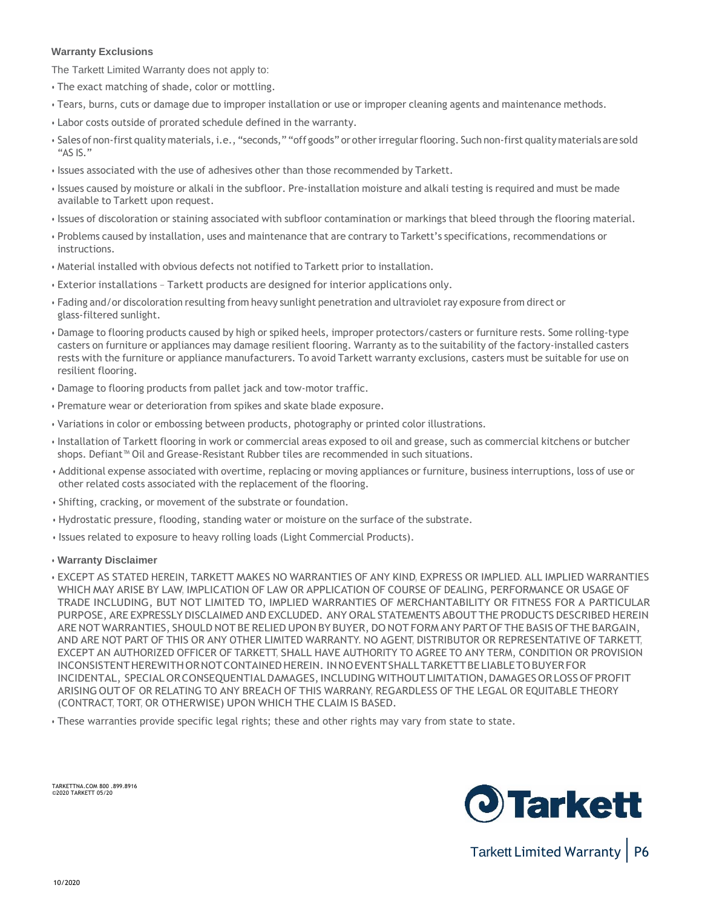### Warranty Exclusions

The Tarkett Limited Warranty does not apply to:

- The exact matching of shade, color or mottling.
- Tears, burns, cuts or damage due to improper installation or use or improper cleaning agents and maintenance methods.
- Labor costs outside of prorated schedule defined in the warranty.
- Sales of non-first quality materials, i.e., "seconds," "off goods" or other irregular flooring. Such non-first quality materials are sold "AS IS."
- Issues associated with the use of adhesives other than those recommended by Tarkett.
- Issues caused by moisture or alkali in the subfloor. Pre-installation moisture and alkali testing is required and must be made available to Tarkett upon request.
- Issues of discoloration or staining associated with subfloor contamination or markings that bleed through the flooring material.
- Problems caused by installation, uses and maintenance that are contrary to Tarkett's specifications, recommendations or instructions.
- Material installed with obvious defects not notified to Tarkett prior to installation.
- Exterior installations – Tarkett products are designed for interior applications only.
- Fading and/or discoloration resulting from heavy sunlight penetration and ultraviolet ray exposure from direct or glass-filtered sunlight.
- Damage to flooring products caused by high or spiked heels, improper protectors/casters or furniture rests. Some rolling-type casters on furniture or appliances may damage resilient flooring. Warranty as to the suitability of the factory-installed casters rests with the furniture or appliance manufacturers. To avoid Tarkett warranty exclusions, casters must be suitable for use on resilient flooring.
- Damage to flooring products from pallet jack and tow-motor traffic.
- Premature wear or deterioration from spikes and skate blade exposure.
- Variations in color or embossing between products, photography or printed color illustrations.
- Installation of Tarkett flooring in work or commercial areas exposed to oil and grease, such as commercial kitchens or butcher shops. Defiant™ Oil and Grease-Resistant Rubber tiles are recommended in such situations.
- Additional expense associated with overtime, replacing or moving appliances or furniture, business interruptions, loss of use or other related costs associated with the replacement of the flooring.
- Shifting, cracking, or movement of the substrate or foundation.
- Hydrostatic pressure, flooding, standing water or moisture on the surface of the substrate.
- Issues related to exposure to heavy rolling loads (Light Commercial Products).

- **Warranty Disclaimer**
- EXCEPT AS STATED HEREIN, TARKETT MAKES NO WARRANTIES OF ANY KIND, EXPRESS OR IMPLIED. ALL IMPLIED WARRANTIES WHICH MAY ARISE BY LAW, IMPLICATION OF LAW OR APPLICATION OF COURSE OF DEALING, PERFORMANCE OR USAGE OF TRADE INCLUDING, BUT NOT LIMITED TO, IMPLIED WARRANTIES OF MERCHANTABILITY OR FITNESS FOR A PARTICULAR PURPOSE, ARE EXPRESSLY DISCLAIMED AND EXCLUDED. ANY ORAL STATEMENTS ABOUT THE PRODUCTS DESCRIBED HEREIN ARE NOT WARRANTIES, SHOULD NOT BE RELIED UPON BY BUYER, DO NOT FORM ANY PART OF THE BASIS OF THE BARGAIN, AND ARE NOT PART OF THIS OR ANY OTHER LIMITED WARRANTY. NO AGENT, DISTRIBUTOR OR REPRESENTATIVE OF TARKETT, EXCEPT AN AUTHORIZED OFFICER OF TARKETT, SHALL HAVE AUTHORITY TO AGREE TO ANY TERM, CONDITION OR PROVISION INCONSISTENT HEREWITH OR NOT CONTAINED HEREIN. IN NO EVENT SHALL TARKETT BE LIABLE TO BUYER FOR INCIDENTAL, SPECIAL OR CONSEQUENTIAL DAMAGES, INCLUDING WITHOUT LIMITATION, DAMAGES OR LOSS OF PROFIT ARISING OUT OF OR RELATING TO ANY BREACH OF THIS WARRANY, REGARDLESS OF THE LEGAL OR EQUITABLE THEORY (CONTRACT, TORT, OR OTHERWISE) UPON WHICH THE CLAIM IS BASED.
- These warranties provide specific legal rights; these and other rights may vary from state to state.

TARKETTNA.COM 800 .899.8916
©2020 TARKETT 05/20

Tarkett

10/2020